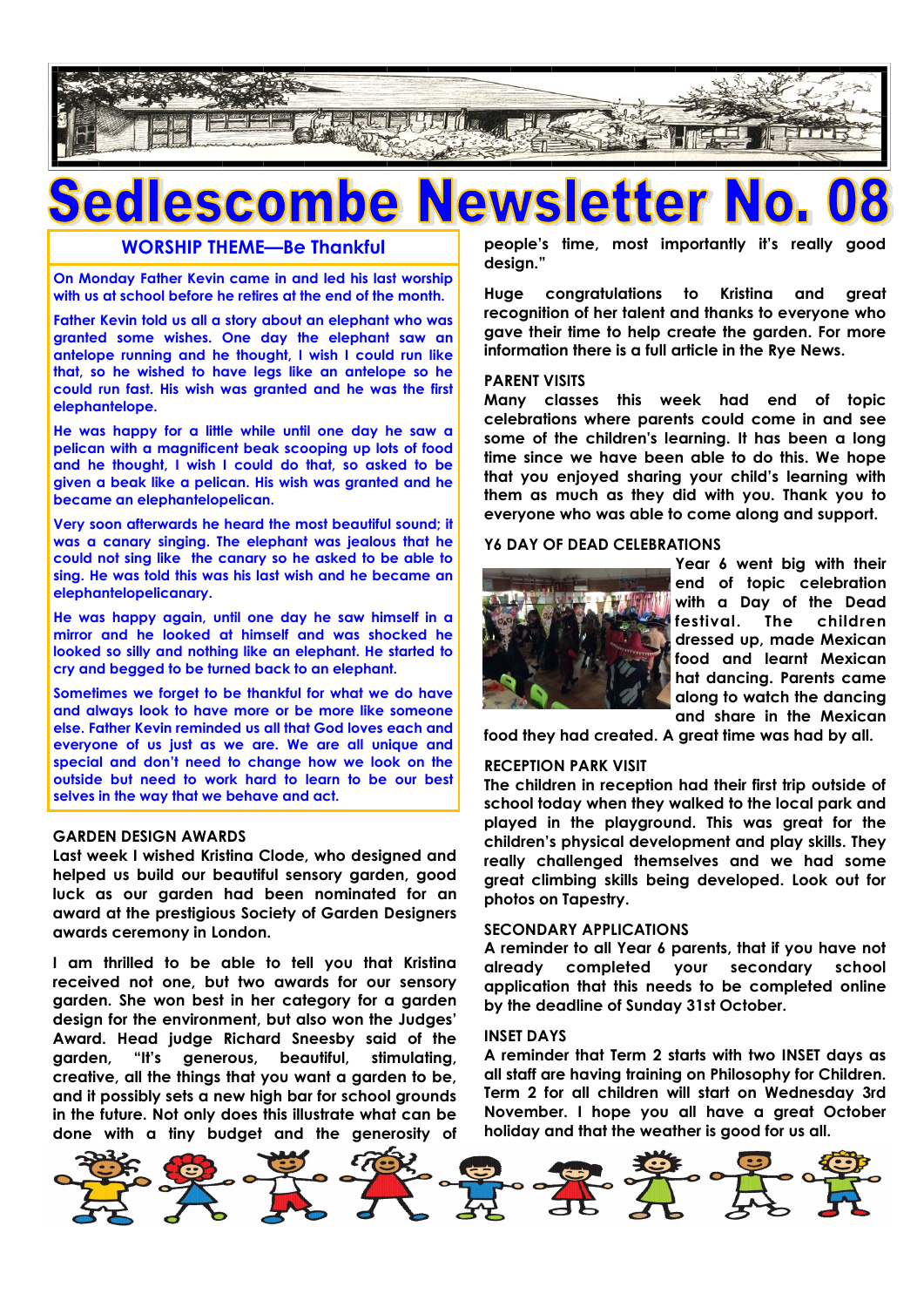# Sedlescombe Newsletter No. 08

## WORSHIP THEME—Be Thankful

On Monday Father Kevin came in and led his last worship with us at school before he retires at the end of the month.

Father Kevin told us all a story about an elephant who was granted some wishes. One day the elephant saw an antelope running and he thought, I wish I could run like that, so he wished to have legs like an antelope so he could run fast. His wish was granted and he was the first elephantelope.

He was happy for a little while until one day he saw a pelican with a magnificent beak scooping up lots of food and he thought, I wish I could do that, so asked to be given a beak like a pelican. His wish was granted and he became an elephantelopelican.

Very soon afterwards he heard the most beautiful sound; it was a canary singing. The elephant was jealous that he could not sing like the canary so he asked to be able to sing. He was told this was his last wish and he became an elephantelopelicanary.

He was happy, until one day he saw himself in a mirror and he looked at himself and was shocked he looked so silly and nothing like an elephant. He started to cry and begged to be turned back to an elephant.

Sometimes we forget to be thankful for what we do have and always look to have more or be more like someone else. Father Kevin reminded us all that God loves each and everyone of us just as we are. We are all unique and special and don't need to change how we look on the outside but need to work hard to learn to be our best selves in the way that we behave and act.

### GARDEN DESIGN AWARDS

Last week I wished Kristina Clode, who designed and helped us build our beautiful sensory garden, good luck as our garden had been nominated for an award at the prestigious Society of Garden Designers awards ceremony in London.

I am thrilled to be able to tell you that Kristina received not one, but two awards for our sensory garden. She won best in her category for a garden design for the environment, but also won the Judges' Award. Head judge Richard Sneesby said of the garden, "It's generous, beautiful, stimulating, creative, all the things that you want a garden to be, and it possibly sets a new high bar for school grounds in the future. Not only does this illustrate what can be done with a tiny budget and the generosity of people's time, most importantly it's really good design."

Huge congratulations to Kristina and great recognition of her talent and thanks to everyone who gave their time to help create the garden. For more information there is a full article in the Rye News.

### PARENT VISITS

Many classes this week had end of topic celebrations where parents could come in and see some of the children's learning. It has been a long time since we have been able to do this. We hope that you enjoyed sharing your child's learning with them as much as they did with you. Thank you to everyone who was able to come along and support.

### Y6 DAY OF DEAD CELEBRATIONS

Year 6 went big with their end of topic celebration with a Day of the Dead festival. The children dressed up, made Mexican food and learnt Mexican hat dancing. Parents came along to watch the dancing and share in the Mexican food they had created. A great time was had by all.

### RECEPTION PARK VISIT

The children in reception had their first trip outside of school today when they walked to the local park and played in the playground. This was great for the children's physical development and play skills. They really challenged themselves and we had some great climbing skills being developed. Look out for photos on Tapestry.

### SECONDARY APPLICATIONS

A reminder to all Year 6 parents, that if you have not already completed your secondary school application that this needs to be completed online by the deadline of Sunday 31st October.

### INSET DAYS

A reminder that Term 2 starts with two INSET days as all staff are having training on Philosophy for Children. Term 2 for all children will start on Wednesday 3rd November. I hope you all have a great October holiday and that the weather is good for us all.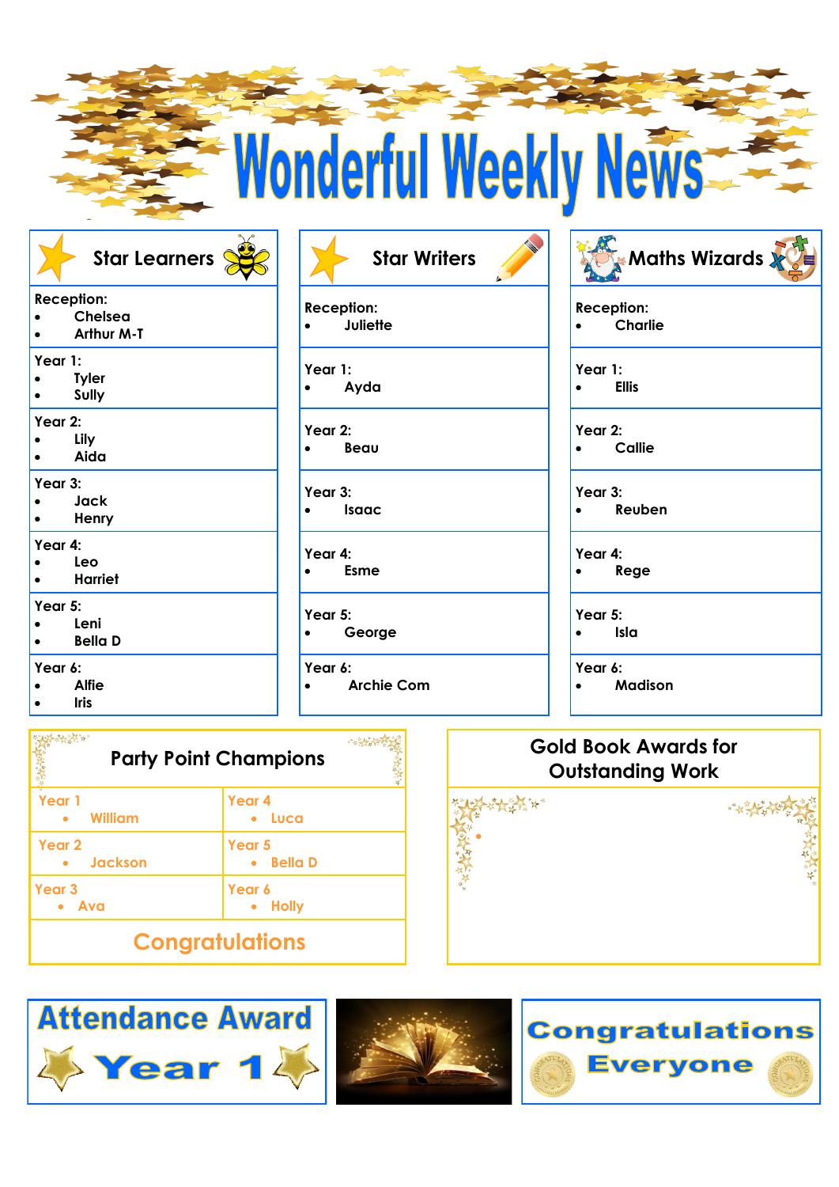# Wonderful Weekly News

## Star Learners

Reception:
- Chelsea
- Arthur M-T

Year 1:
- Tyler
- Sully

Year 2:
- Lily
- Aida

Year 3:
- Jack
- Henry

Year 4:
- Leo
- Harriet

Year 5:
- Leni
- Bella D

Year 6:
- Alfie
- Iris

## Star Writers

Reception:
- Juliette

Year 1:
- Ayda

Year 2:
- Beau

Year 3:
- Isaac

Year 4:
- Esme

Year 5:
- George

Year 6:
- Archie Com

## Maths Wizards

Reception:
- Charlie

Year 1:
- Ellis

Year 2:
- Callie

Year 3:
- Reuben

Year 4:
- Rege

Year 5:
- Isla

Year 6:
- Madison

## Party Point Champions

| | |
|---|---|
| Year 1 • William | Year 4 • Luca |
| Year 2 • Jackson | Year 5 • Bella D |
| Year 3 • Ava | Year 6 • Holly |

Congratulations

## Gold Book Awards for Outstanding Work

## Attendance Award

Year 1

Congratulations Everyone